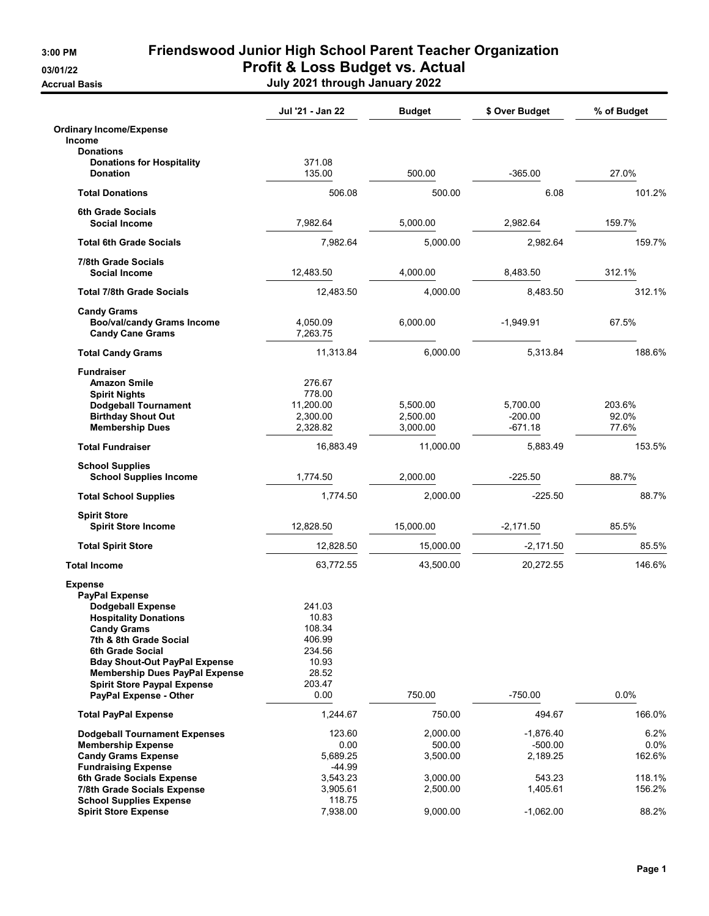# Friendswood Junior High School Parent Teacher Organization

## Profit & Loss Budget vs. Actual

### July 2021 through January 2022

3:00 PM
03/01/22
Accrual Basis

| | Jul '21 - Jan 22 | Budget | $ Over Budget | % of Budget |
|---|---|---|---|---|
| **Ordinary Income/Expense** | | | | |
| **Income** | | | | |
| **Donations** | | | | |
| **Donations for Hospitality** | 371.08 | | | |
| **Donation** | 135.00 | 500.00 | -365.00 | 27.0% |
| **Total Donations** | 506.08 | 500.00 | 6.08 | 101.2% |
| **6th Grade Socials** | | | | |
| **Social Income** | 7,982.64 | 5,000.00 | 2,982.64 | 159.7% |
| **Total 6th Grade Socials** | 7,982.64 | 5,000.00 | 2,982.64 | 159.7% |
| **7/8th Grade Socials** | | | | |
| **Social Income** | 12,483.50 | 4,000.00 | 8,483.50 | 312.1% |
| **Total 7/8th Grade Socials** | 12,483.50 | 4,000.00 | 8,483.50 | 312.1% |
| **Candy Grams** | | | | |
| **Boo/val/candy Grams Income** | 4,050.09 | 6,000.00 | -1,949.91 | 67.5% |
| **Candy Cane Grams** | 7,263.75 | | | |
| **Total Candy Grams** | 11,313.84 | 6,000.00 | 5,313.84 | 188.6% |
| **Fundraiser** | | | | |
| **Amazon Smile** | 276.67 | | | |
| **Spirit Nights** | 778.00 | | | |
| **Dodgeball Tournament** | 11,200.00 | 5,500.00 | 5,700.00 | 203.6% |
| **Birthday Shout Out** | 2,300.00 | 2,500.00 | -200.00 | 92.0% |
| **Membership Dues** | 2,328.82 | 3,000.00 | -671.18 | 77.6% |
| **Total Fundraiser** | 16,883.49 | 11,000.00 | 5,883.49 | 153.5% |
| **School Supplies** | | | | |
| **School Supplies Income** | 1,774.50 | 2,000.00 | -225.50 | 88.7% |
| **Total School Supplies** | 1,774.50 | 2,000.00 | -225.50 | 88.7% |
| **Spirit Store** | | | | |
| **Spirit Store Income** | 12,828.50 | 15,000.00 | -2,171.50 | 85.5% |
| **Total Spirit Store** | 12,828.50 | 15,000.00 | -2,171.50 | 85.5% |
| **Total Income** | 63,772.55 | 43,500.00 | 20,272.55 | 146.6% |
| **Expense** | | | | |
| **PayPal Expense** | | | | |
| **Dodgeball Expense** | 241.03 | | | |
| **Hospitality Donations** | 10.83 | | | |
| **Candy Grams** | 108.34 | | | |
| **7th & 8th Grade Social** | 406.99 | | | |
| **6th Grade Social** | 234.56 | | | |
| **Bday Shout-Out PayPal Expense** | 10.93 | | | |
| **Membership Dues PayPal Expense** | 28.52 | | | |
| **Spirit Store Paypal Expense** | 203.47 | | | |
| **PayPal Expense - Other** | 0.00 | 750.00 | -750.00 | 0.0% |
| **Total PayPal Expense** | 1,244.67 | 750.00 | 494.67 | 166.0% |
| **Dodgeball Tournament Expenses** | 123.60 | 2,000.00 | -1,876.40 | 6.2% |
| **Membership Expense** | 0.00 | 500.00 | -500.00 | 0.0% |
| **Candy Grams Expense** | 5,689.25 | 3,500.00 | 2,189.25 | 162.6% |
| **Fundraising Expense** | -44.99 | | | |
| **6th Grade Socials Expense** | 3,543.23 | 3,000.00 | 543.23 | 118.1% |
| **7/8th Grade Socials Expense** | 3,905.61 | 2,500.00 | 1,405.61 | 156.2% |
| **School Supplies Expense** | 118.75 | | | |
| **Spirit Store Expense** | 7,938.00 | 9,000.00 | -1,062.00 | 88.2% |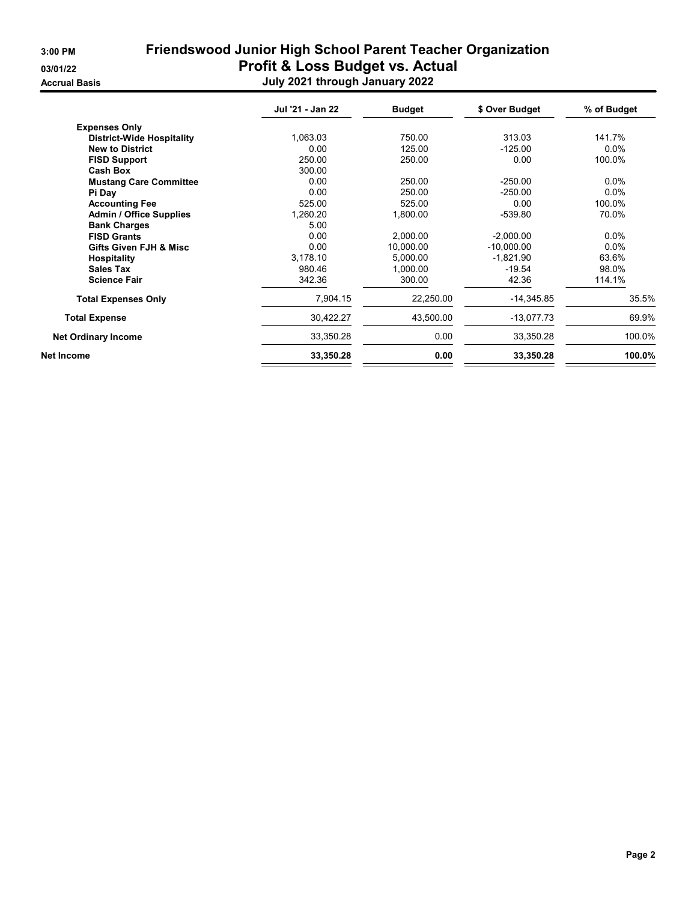# Friendswood Junior High School Parent Teacher Organization

## Profit & Loss Budget vs. Actual

### July 2021 through January 2022

3:00 PM
03/01/22
Accrual Basis

| | Jul '21 - Jan 22 | Budget | $ Over Budget | % of Budget |
|---|---|---|---|---|
| **Expenses Only** | | | | |
| **District-Wide Hospitality** | 1,063.03 | 750.00 | 313.03 | 141.7% |
| **New to District** | 0.00 | 125.00 | -125.00 | 0.0% |
| **FISD Support** | 250.00 | 250.00 | 0.00 | 100.0% |
| **Cash Box** | 300.00 | | | |
| **Mustang Care Committee** | 0.00 | 250.00 | -250.00 | 0.0% |
| **Pi Day** | 0.00 | 250.00 | -250.00 | 0.0% |
| **Accounting Fee** | 525.00 | 525.00 | 0.00 | 100.0% |
| **Admin / Office Supplies** | 1,260.20 | 1,800.00 | -539.80 | 70.0% |
| **Bank Charges** | 5.00 | | | |
| **FISD Grants** | 0.00 | 2,000.00 | -2,000.00 | 0.0% |
| **Gifts Given FJH & Misc** | 0.00 | 10,000.00 | -10,000.00 | 0.0% |
| **Hospitality** | 3,178.10 | 5,000.00 | -1,821.90 | 63.6% |
| **Sales Tax** | 980.46 | 1,000.00 | -19.54 | 98.0% |
| **Science Fair** | 342.36 | 300.00 | 42.36 | 114.1% |
| **Total Expenses Only** | 7,904.15 | 22,250.00 | -14,345.85 | 35.5% |
| **Total Expense** | 30,422.27 | 43,500.00 | -13,077.73 | 69.9% |
| **Net Ordinary Income** | 33,350.28 | 0.00 | 33,350.28 | 100.0% |
| **Net Income** | **33,350.28** | **0.00** | **33,350.28** | **100.0%** |